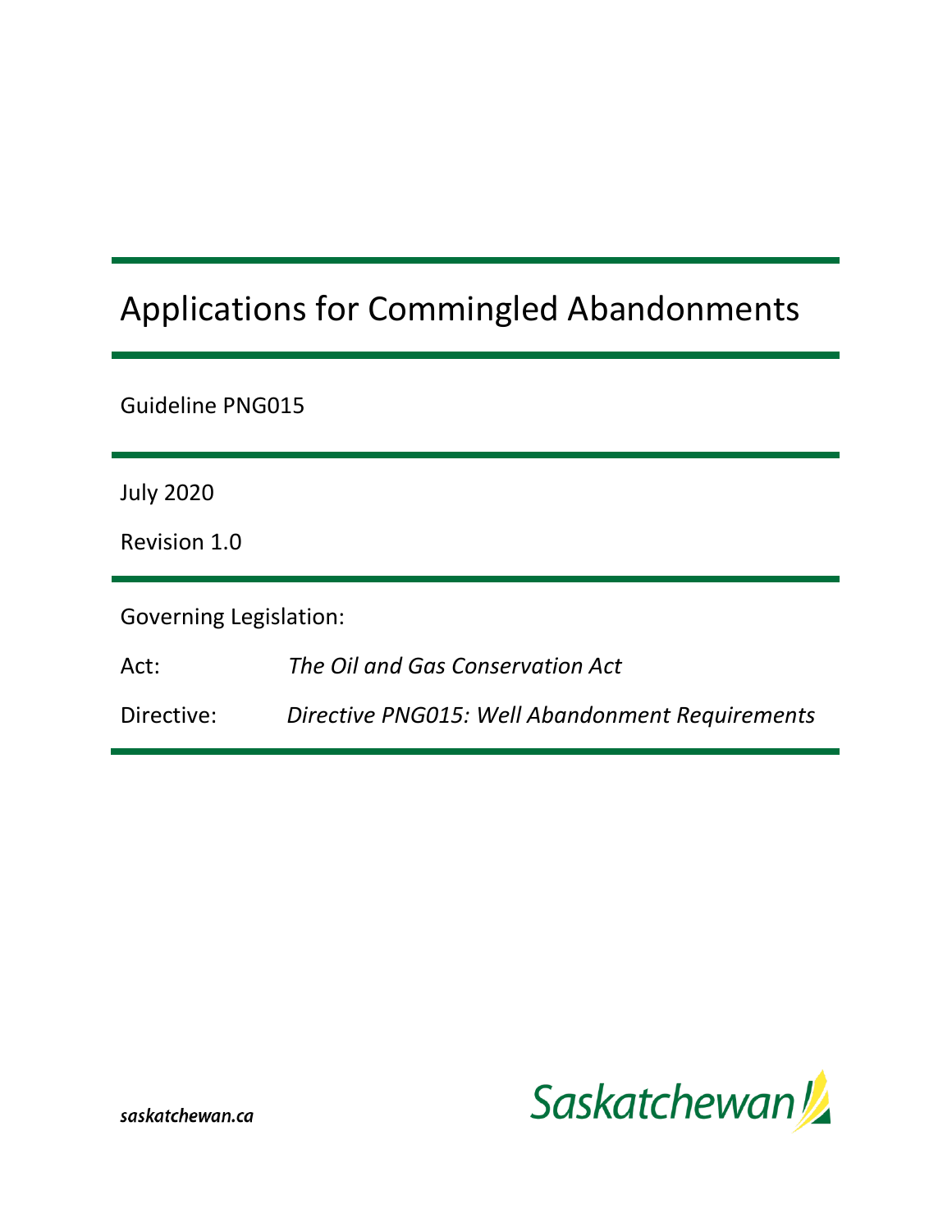# Applications for Commingled Abandonments

Guideline PNG015

July 2020

Revision 1.0

Governing Legislation:

Act: *The Oil and Gas Conservation Act*

Directive: *Directive PNG015: Well Abandonment Requirements*

saskatchewan.ca

Saskatchewan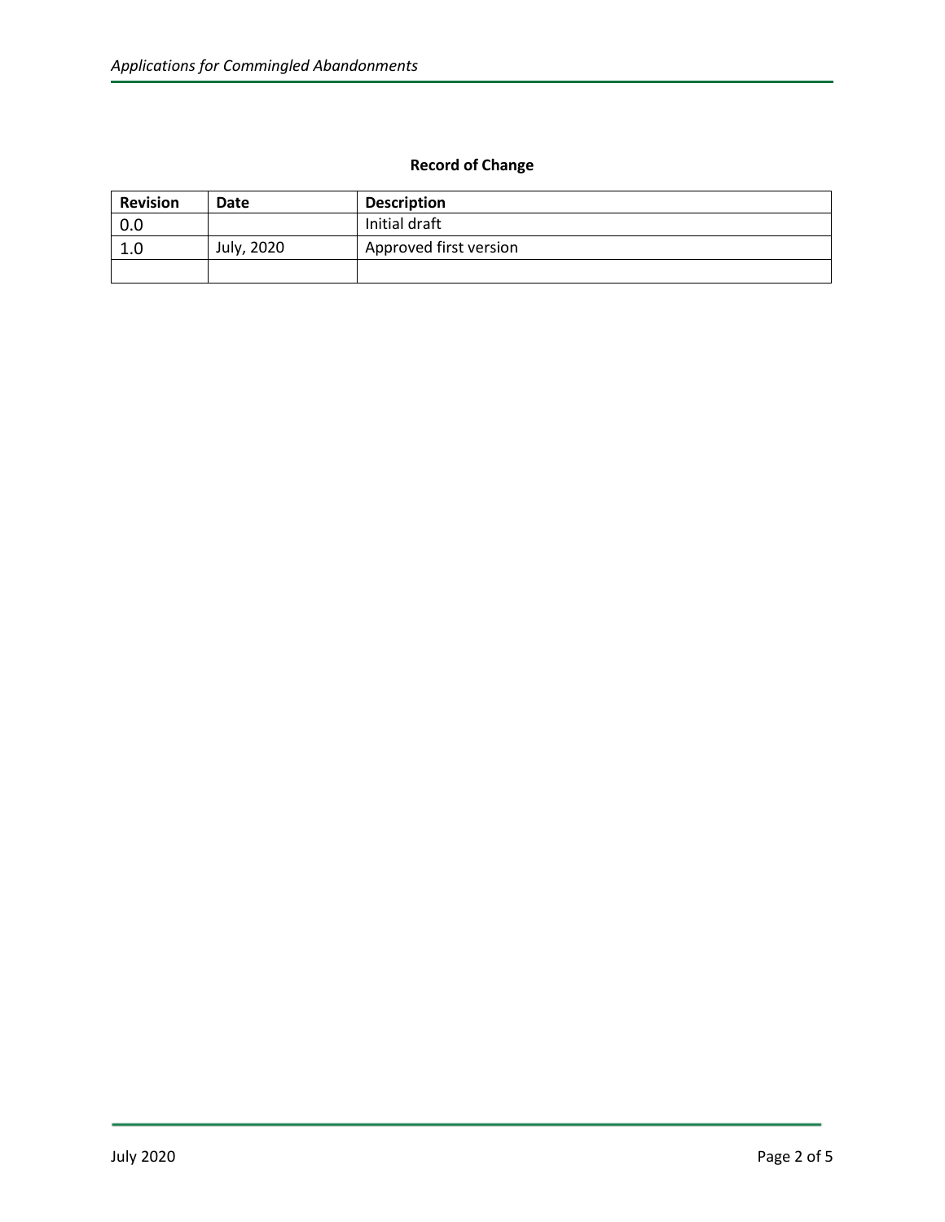**Record of Change**

| Revision | Date | Description |
|---|---|---|
| 0.0 | | Initial draft |
| 1.0 | July, 2020 | Approved first version |
| | | |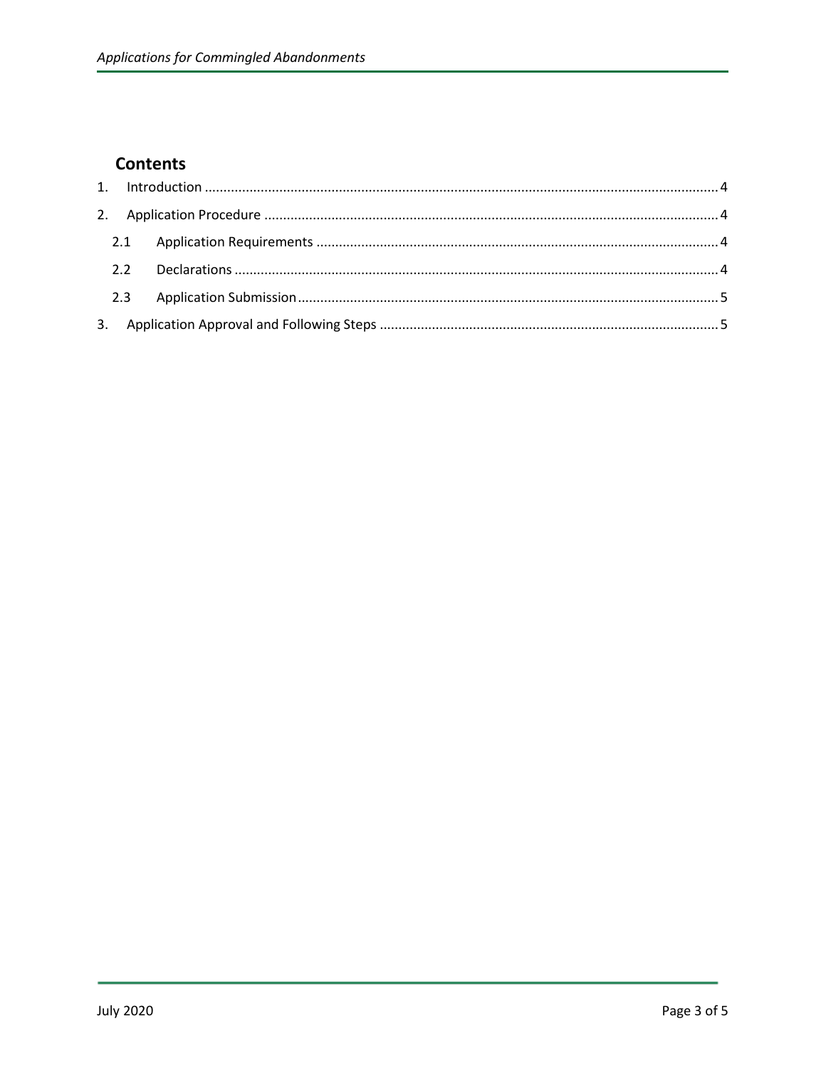## Contents

1. Introduction ........................................................................................................................................ 4
2. Application Procedure ......................................................................................................................... 4
   - 2.1 Application Requirements ........................................................................................................... 4
   - 2.2 Declarations ................................................................................................................................. 4
   - 2.3 Application Submission ................................................................................................................ 5
3. Application Approval and Following Steps .......................................................................................... 5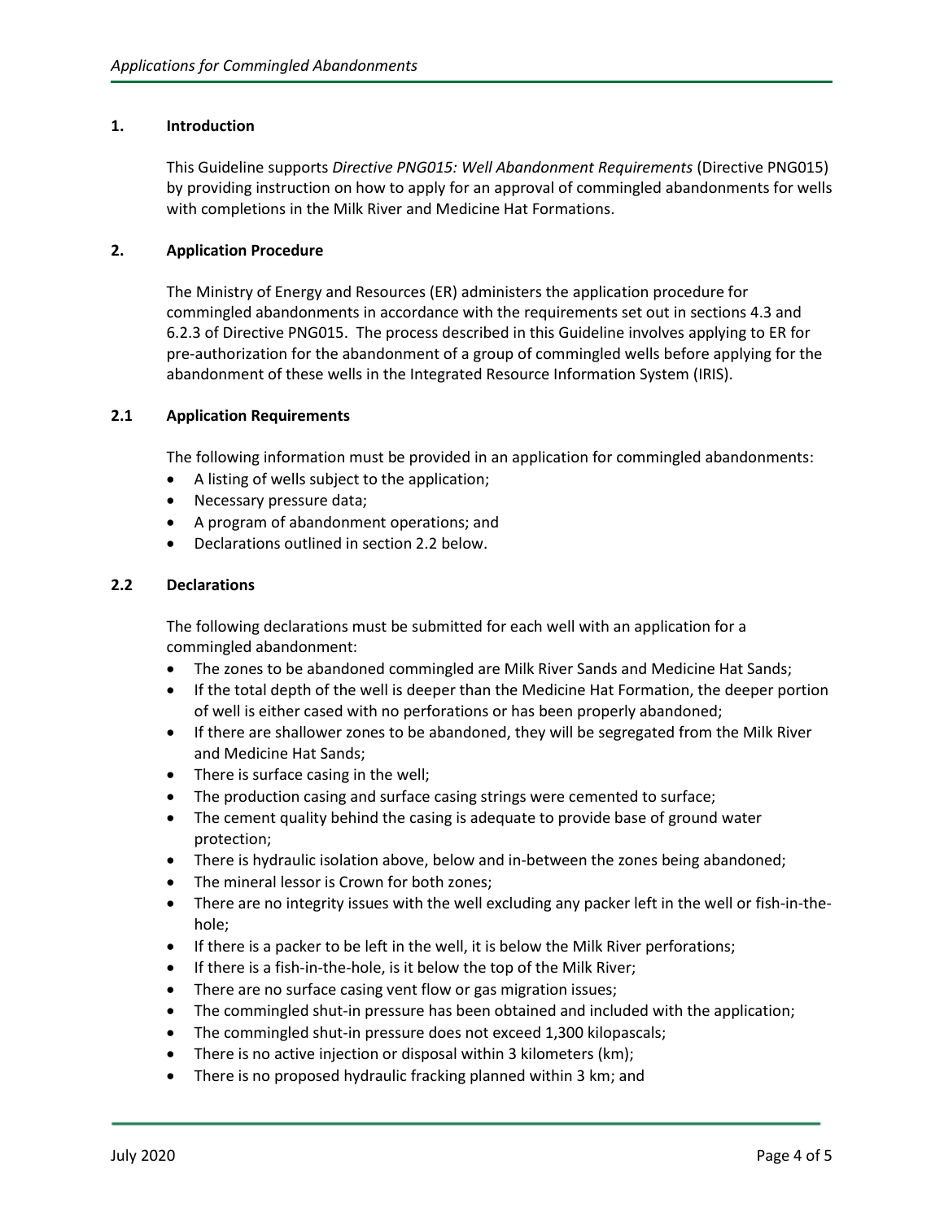## 1. Introduction

This Guideline supports *Directive PNG015: Well Abandonment Requirements* (Directive PNG015) by providing instruction on how to apply for an approval of commingled abandonments for wells with completions in the Milk River and Medicine Hat Formations.

## 2. Application Procedure

The Ministry of Energy and Resources (ER) administers the application procedure for commingled abandonments in accordance with the requirements set out in sections 4.3 and 6.2.3 of Directive PNG015. The process described in this Guideline involves applying to ER for pre-authorization for the abandonment of a group of commingled wells before applying for the abandonment of these wells in the Integrated Resource Information System (IRIS).

### 2.1 Application Requirements

The following information must be provided in an application for commingled abandonments:

- A listing of wells subject to the application;
- Necessary pressure data;
- A program of abandonment operations; and
- Declarations outlined in section 2.2 below.

### 2.2 Declarations

The following declarations must be submitted for each well with an application for a commingled abandonment:

- The zones to be abandoned commingled are Milk River Sands and Medicine Hat Sands;
- If the total depth of the well is deeper than the Medicine Hat Formation, the deeper portion of well is either cased with no perforations or has been properly abandoned;
- If there are shallower zones to be abandoned, they will be segregated from the Milk River and Medicine Hat Sands;
- There is surface casing in the well;
- The production casing and surface casing strings were cemented to surface;
- The cement quality behind the casing is adequate to provide base of ground water protection;
- There is hydraulic isolation above, below and in-between the zones being abandoned;
- The mineral lessor is Crown for both zones;
- There are no integrity issues with the well excluding any packer left in the well or fish-in-the-hole;
- If there is a packer to be left in the well, it is below the Milk River perforations;
- If there is a fish-in-the-hole, is it below the top of the Milk River;
- There are no surface casing vent flow or gas migration issues;
- The commingled shut-in pressure has been obtained and included with the application;
- The commingled shut-in pressure does not exceed 1,300 kilopascals;
- There is no active injection or disposal within 3 kilometers (km);
- There is no proposed hydraulic fracking planned within 3 km; and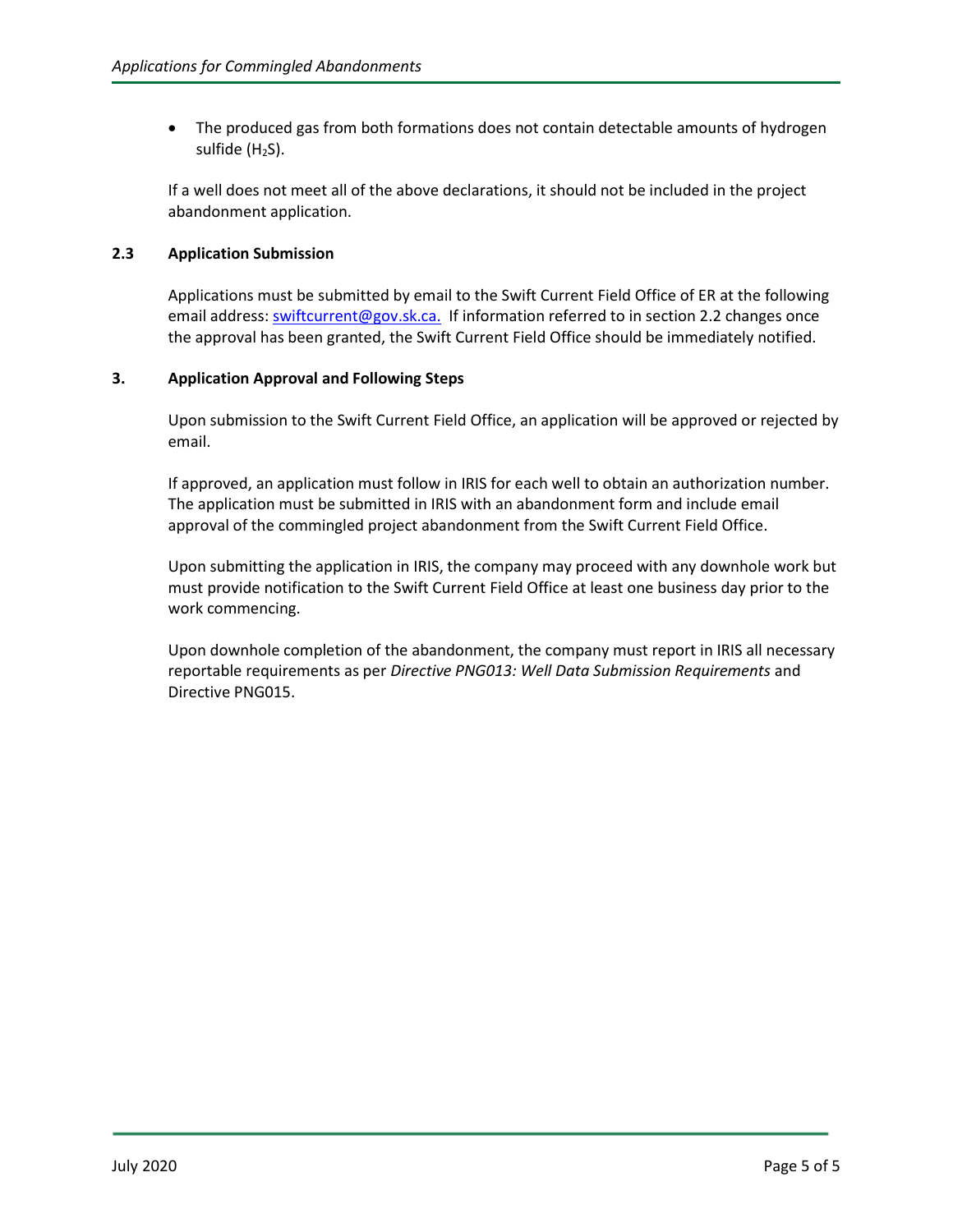- The produced gas from both formations does not contain detectable amounts of hydrogen sulfide ($H_2S$).

If a well does not meet all of the above declarations, it should not be included in the project abandonment application.

### 2.3 Application Submission

Applications must be submitted by email to the Swift Current Field Office of ER at the following email address: swiftcurrent@gov.sk.ca. If information referred to in section 2.2 changes once the approval has been granted, the Swift Current Field Office should be immediately notified.

## 3. Application Approval and Following Steps

Upon submission to the Swift Current Field Office, an application will be approved or rejected by email.

If approved, an application must follow in IRIS for each well to obtain an authorization number. The application must be submitted in IRIS with an abandonment form and include email approval of the commingled project abandonment from the Swift Current Field Office.

Upon submitting the application in IRIS, the company may proceed with any downhole work but must provide notification to the Swift Current Field Office at least one business day prior to the work commencing.

Upon downhole completion of the abandonment, the company must report in IRIS all necessary reportable requirements as per *Directive PNG013: Well Data Submission Requirements* and Directive PNG015.